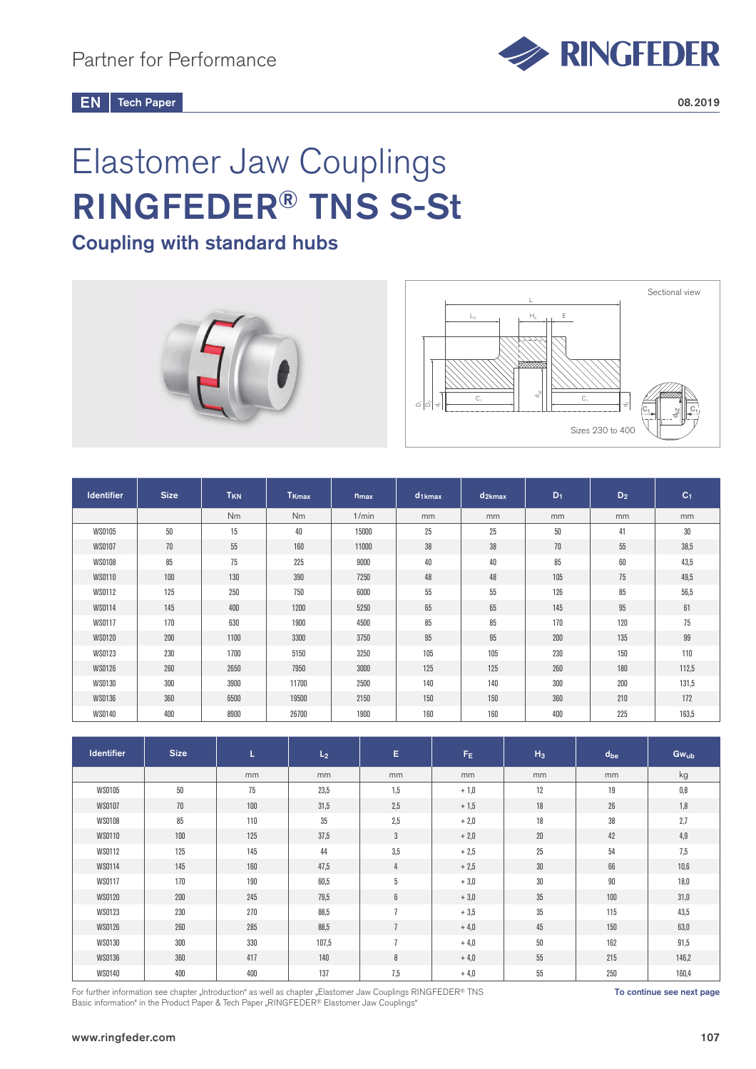Partner for Performance

EN Tech Paper

08.2019

# Elastomer Jaw Couplings

# RINGFEDER® TNS S-St

## Coupling with standard hubs

Sectional view

Sizes 230 to 400

| Identifier | Size | $T_{KN}$ | $T_{Kmax}$ | $n_{max}$ | $d_{1kmax}$ | $d_{2kmax}$ | $D_1$ | $D_2$ | $C_1$ |
|---|---|---|---|---|---|---|---|---|---|
| | | Nm | Nm | 1/min | mm | mm | mm | mm | mm |
| WS0105 | 50 | 15 | 40 | 15000 | 25 | 25 | 50 | 41 | 30 |
| WS0107 | 70 | 55 | 160 | 11000 | 38 | 38 | 70 | 55 | 38,5 |
| WS0108 | 85 | 75 | 225 | 9000 | 40 | 40 | 85 | 60 | 43,5 |
| WS0110 | 100 | 130 | 390 | 7250 | 48 | 48 | 105 | 75 | 49,5 |
| WS0112 | 125 | 250 | 750 | 6000 | 55 | 55 | 126 | 85 | 56,5 |
| WS0114 | 145 | 400 | 1200 | 5250 | 65 | 65 | 145 | 95 | 61 |
| WS0117 | 170 | 630 | 1900 | 4500 | 85 | 85 | 170 | 120 | 75 |
| WS0120 | 200 | 1100 | 3300 | 3750 | 95 | 95 | 200 | 135 | 99 |
| WS0123 | 230 | 1700 | 5150 | 3250 | 105 | 105 | 230 | 150 | 110 |
| WS0126 | 260 | 2650 | 7950 | 3000 | 125 | 125 | 260 | 180 | 112,5 |
| WS0130 | 300 | 3900 | 11700 | 2500 | 140 | 140 | 300 | 200 | 131,5 |
| WS0136 | 360 | 6500 | 19500 | 2150 | 150 | 150 | 360 | 210 | 172 |
| WS0140 | 400 | 8900 | 26700 | 1900 | 160 | 160 | 400 | 225 | 163,5 |

| Identifier | Size | L | $L_2$ | E | $F_E$ | $H_3$ | $d_{be}$ | $Gw_{ub}$ |
|---|---|---|---|---|---|---|---|---|
| | | mm | mm | mm | mm | mm | mm | kg |
| WS0105 | 50 | 75 | 23,5 | 1,5 | + 1,0 | 12 | 19 | 0,8 |
| WS0107 | 70 | 100 | 31,5 | 2,5 | + 1,5 | 18 | 26 | 1,8 |
| WS0108 | 85 | 110 | 35 | 2,5 | + 2,0 | 18 | 38 | 2,7 |
| WS0110 | 100 | 125 | 37,5 | 3 | + 2,0 | 20 | 42 | 4,9 |
| WS0112 | 125 | 145 | 44 | 3,5 | + 2,5 | 25 | 54 | 7,5 |
| WS0114 | 145 | 160 | 47,5 | 4 | + 2,5 | 30 | 66 | 10,6 |
| WS0117 | 170 | 190 | 60,5 | 5 | + 3,0 | 30 | 90 | 18,0 |
| WS0120 | 200 | 245 | 79,5 | 6 | + 3,0 | 35 | 100 | 31,0 |
| WS0123 | 230 | 270 | 88,5 | 7 | + 3,5 | 35 | 115 | 43,5 |
| WS0126 | 260 | 285 | 88,5 | 7 | + 4,0 | 45 | 150 | 63,0 |
| WS0130 | 300 | 330 | 107,5 | 7 | + 4,0 | 50 | 162 | 91,5 |
| WS0136 | 360 | 417 | 140 | 8 | + 4,0 | 55 | 215 | 146,2 |
| WS0140 | 400 | 400 | 137 | 7,5 | + 4,0 | 55 | 250 | 160,4 |

For further information see chapter „Introduction" as well as chapter „Elastomer Jaw Couplings RINGFEDER® TNS Basic information" in the Product Paper & Tech Paper „RINGFEDER® Elastomer Jaw Couplings"

**To continue see next page**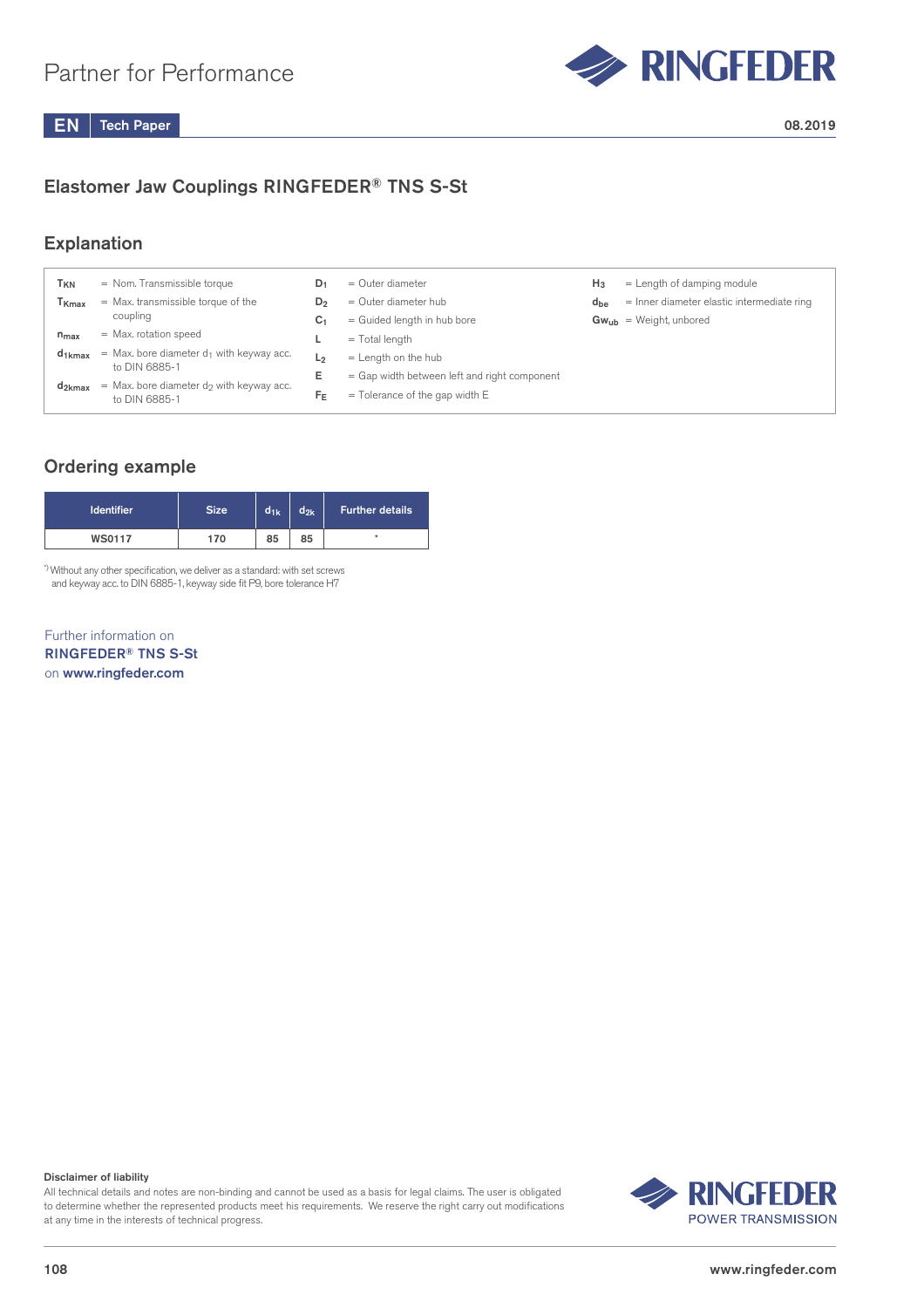# Elastomer Jaw Couplings RINGFEDER® TNS S-St

## Explanation

- $T_{KN}$ = Nom. Transmissible torque
- $T_{Kmax}$ = Max. transmissible torque of the coupling
- $n_{max}$ = Max. rotation speed
- $d_{1kmax}$ = Max. bore diameter $d_1$ with keyway acc. to DIN 6885-1
- $d_{2kmax}$ = Max. bore diameter $d_2$ with keyway acc. to DIN 6885-1
- $D_1$ = Outer diameter
- $D_2$ = Outer diameter hub
- $C_1$ = Guided length in hub bore
- L = Total length
- $L_2$ = Length on the hub
- E = Gap width between left and right component
- $F_E$ = Tolerance of the gap width E
- $H_3$ = Length of damping module
- $d_{be}$ = Inner diameter elastic intermediate ring
- $Gw_{ub}$ = Weight, unbored

## Ordering example

| Identifier | Size | $d_{1k}$ | $d_{2k}$ | Further details |
|---|---|---|---|---|
| WS0117 | 170 | 85 | 85 | * |

*) Without any other specification, we deliver as a standard: with set screws and keyway acc. to DIN 6885-1, keyway side fit P9, bore tolerance H7

Further information on
**RINGFEDER® TNS S-St**
on **www.ringfeder.com**

**Disclaimer of liability**
All technical details and notes are non-binding and cannot be used as a basis for legal claims. The user is obligated to determine whether the represented products meet his requirements. We reserve the right carry out modifications at any time in the interests of technical progress.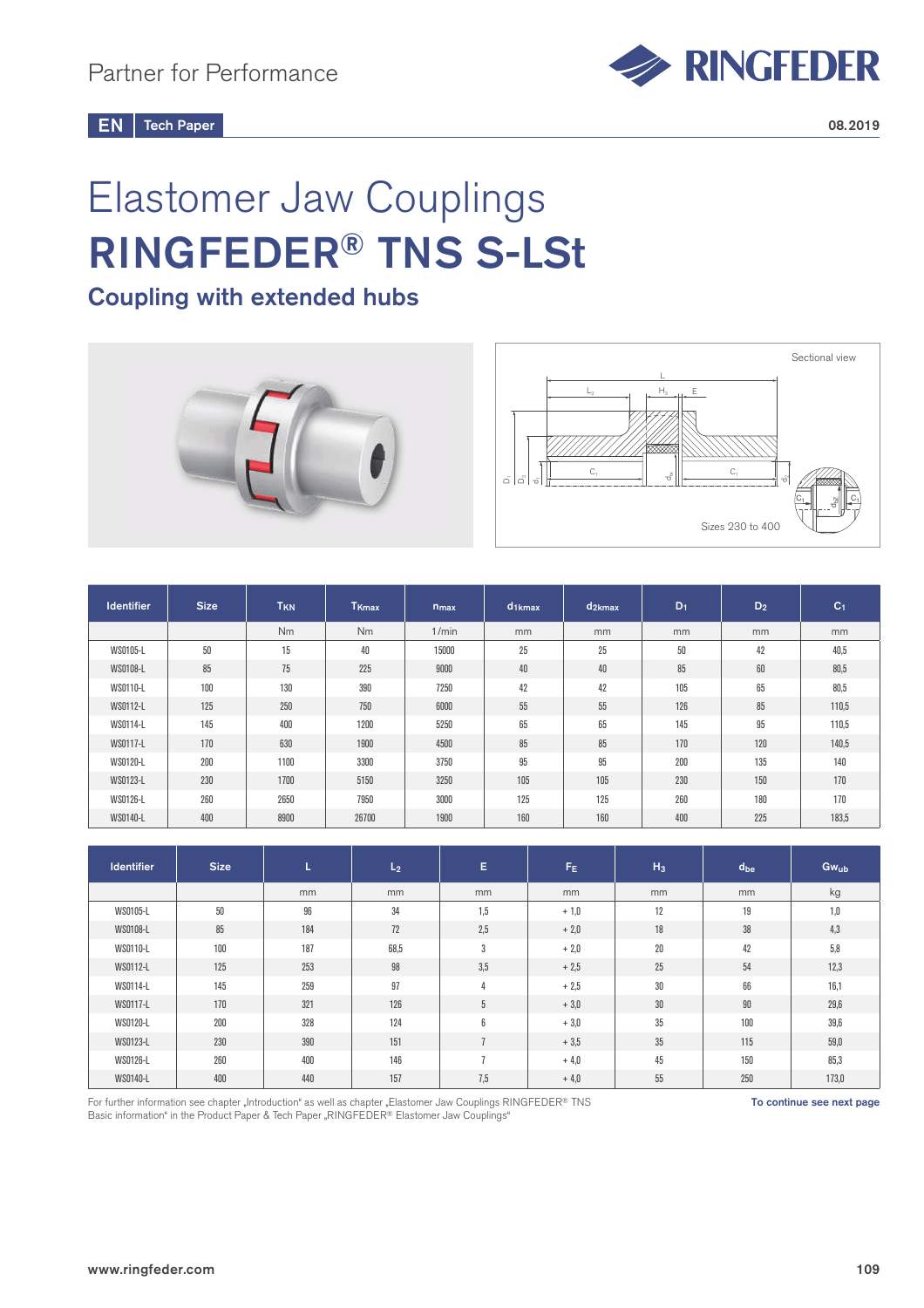Partner for Performance

EN | Tech Paper

08.2019

# Elastomer Jaw Couplings

# RINGFEDER® TNS S-LSt

## Coupling with extended hubs

Sectional view

Sizes 230 to 400

| Identifier | Size | $T_{KN}$ | $T_{Kmax}$ | $n_{max}$ | $d_{1kmax}$ | $d_{2kmax}$ | $D_1$ | $D_2$ | $C_1$ |
|---|---|---|---|---|---|---|---|---|---|
| | | Nm | Nm | 1/min | mm | mm | mm | mm | mm |
| WS0105-L | 50 | 15 | 40 | 15000 | 25 | 25 | 50 | 42 | 40,5 |
| WS0108-L | 85 | 75 | 225 | 9000 | 40 | 40 | 85 | 60 | 80,5 |
| WS0110-L | 100 | 130 | 390 | 7250 | 42 | 42 | 105 | 65 | 80,5 |
| WS0112-L | 125 | 250 | 750 | 6000 | 55 | 55 | 126 | 85 | 110,5 |
| WS0114-L | 145 | 400 | 1200 | 5250 | 65 | 65 | 145 | 95 | 110,5 |
| WS0117-L | 170 | 630 | 1900 | 4500 | 85 | 85 | 170 | 120 | 140,5 |
| WS0120-L | 200 | 1100 | 3300 | 3750 | 95 | 95 | 200 | 135 | 140 |
| WS0123-L | 230 | 1700 | 5150 | 3250 | 105 | 105 | 230 | 150 | 170 |
| WS0126-L | 260 | 2650 | 7950 | 3000 | 125 | 125 | 260 | 180 | 170 |
| WS0140-L | 400 | 8900 | 26700 | 1900 | 160 | 160 | 400 | 225 | 183,5 |

| Identifier | Size | L | $L_2$ | E | $F_E$ | $H_3$ | $d_{be}$ | $Gw_{ub}$ |
|---|---|---|---|---|---|---|---|---|
| | | mm | mm | mm | mm | mm | mm | kg |
| WS0105-L | 50 | 96 | 34 | 1,5 | + 1,0 | 12 | 19 | 1,0 |
| WS0108-L | 85 | 184 | 72 | 2,5 | + 2,0 | 18 | 38 | 4,3 |
| WS0110-L | 100 | 187 | 68,5 | 3 | + 2,0 | 20 | 42 | 5,8 |
| WS0112-L | 125 | 253 | 98 | 3,5 | + 2,5 | 25 | 54 | 12,3 |
| WS0114-L | 145 | 259 | 97 | 4 | + 2,5 | 30 | 66 | 16,1 |
| WS0117-L | 170 | 321 | 126 | 5 | + 3,0 | 30 | 90 | 29,6 |
| WS0120-L | 200 | 328 | 124 | 6 | + 3,0 | 35 | 100 | 39,6 |
| WS0123-L | 230 | 390 | 151 | 7 | + 3,5 | 35 | 115 | 59,0 |
| WS0126-L | 260 | 400 | 146 | 7 | + 4,0 | 45 | 150 | 85,3 |
| WS0140-L | 400 | 440 | 157 | 7,5 | + 4,0 | 55 | 250 | 173,0 |

For further information see chapter „Introduction“ as well as chapter „Elastomer Jaw Couplings RINGFEDER® TNS Basic information“ in the Product Paper & Tech Paper „RINGFEDER® Elastomer Jaw Couplings“

**To continue see next page**

www.ringfeder.com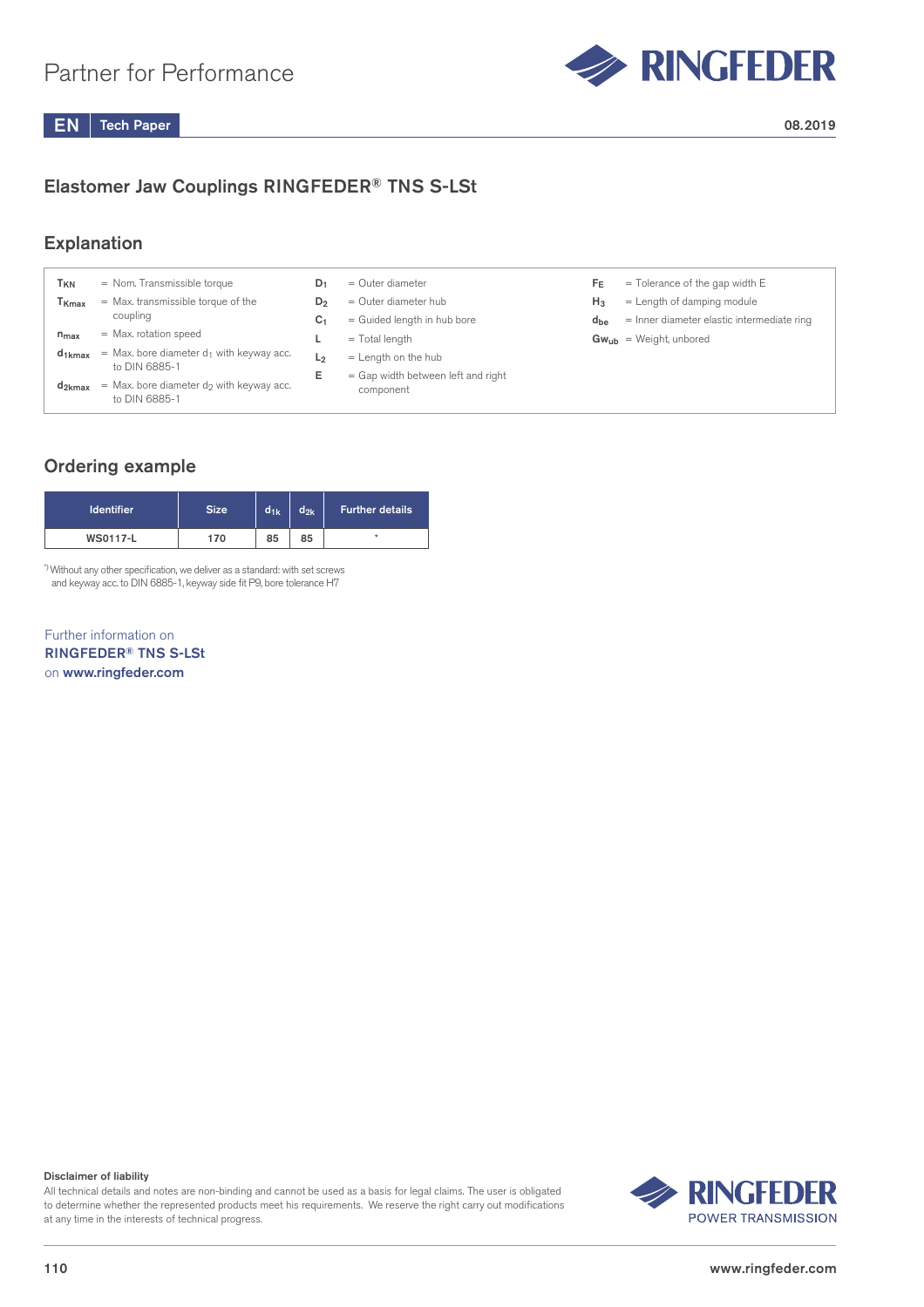Partner for Performance

EN | Tech Paper

08.2019

## Elastomer Jaw Couplings RINGFEDER® TNS S-LSt

## Explanation

- $T_{KN}$ = Nom. Transmissible torque
- $T_{Kmax}$ = Max. transmissible torque of the coupling
- $n_{max}$ = Max. rotation speed
- $d_{1kmax}$ = Max. bore diameter $d_1$ with keyway acc. to DIN 6885-1
- $d_{2kmax}$ = Max. bore diameter $d_2$ with keyway acc. to DIN 6885-1
- $D_1$ = Outer diameter
- $D_2$ = Outer diameter hub
- $C_1$ = Guided length in hub bore
- L = Total length
- $L_2$ = Length on the hub
- E = Gap width between left and right component
- $F_E$ = Tolerance of the gap width E
- $H_3$ = Length of damping module
- $d_{be}$ = Inner diameter elastic intermediate ring
- $Gw_{ub}$ = Weight, unbored

## Ordering example

| Identifier | Size | $d_{1k}$ | $d_{2k}$ | Further details |
|---|---|---|---|---|
| WS0117-L | 170 | 85 | 85 | * |

*) Without any other specification, we deliver as a standard: with set screws and keyway acc. to DIN 6885-1, keyway side fit P9, bore tolerance H7

Further information on
**RINGFEDER® TNS S-LSt**
on **www.ringfeder.com**

**Disclaimer of liability**
All technical details and notes are non-binding and cannot be used as a basis for legal claims. The user is obligated to determine whether the represented products meet his requirements. We reserve the right carry out modifications at any time in the interests of technical progress.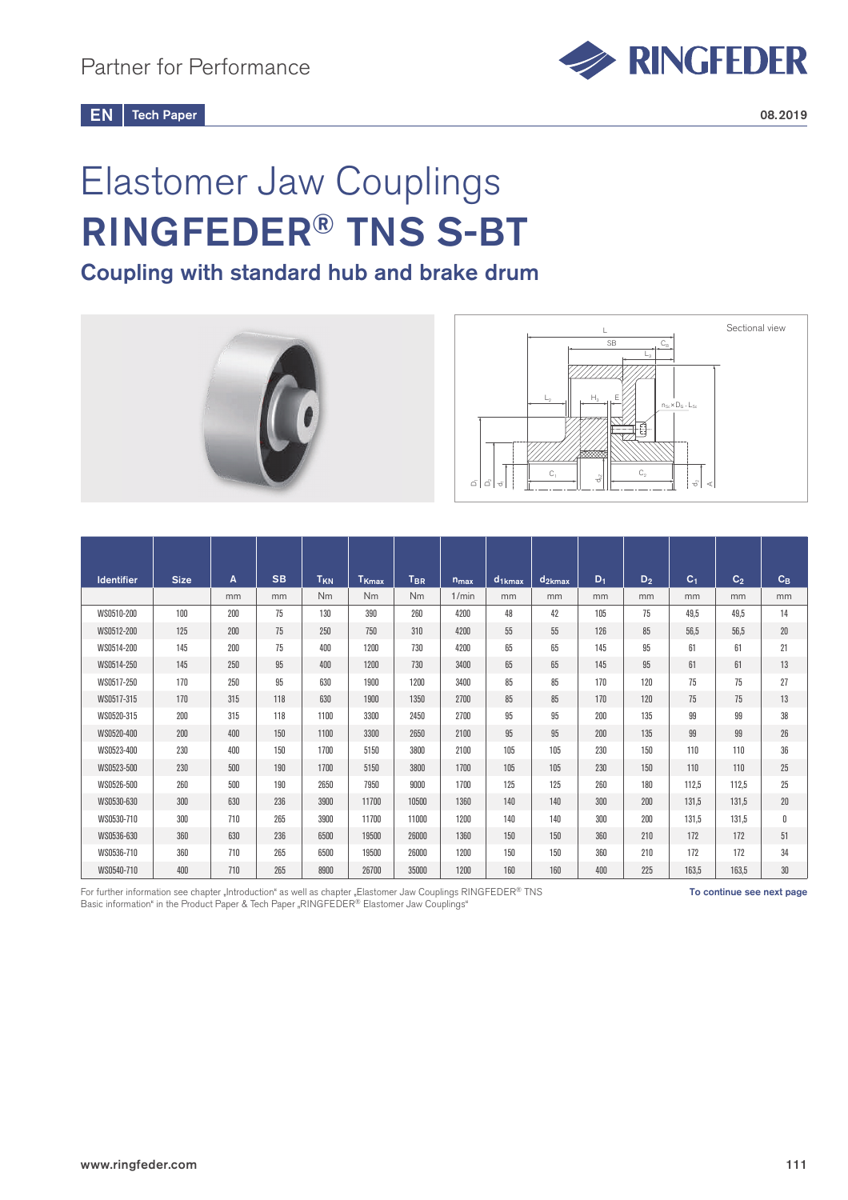Partner for Performance

EN | Tech Paper

08.2019

# Elastomer Jaw Couplings
# RINGFEDER® TNS S-BT
## Coupling with standard hub and brake drum

Sectional view

| Identifier | Size | A | SB | $T_{KN}$ | $T_{Kmax}$ | $T_{BR}$ | $n_{max}$ | $d_{1kmax}$ | $d_{2kmax}$ | $D_1$ | $D_2$ | $C_1$ | $C_2$ | $C_B$ |
|---|---|---|---|---|---|---|---|---|---|---|---|---|---|---|
| | | mm | mm | Nm | Nm | Nm | 1/min | mm | mm | mm | mm | mm | mm | mm |
| WS0510-200 | 100 | 200 | 75 | 130 | 390 | 260 | 4200 | 48 | 42 | 105 | 75 | 49,5 | 49,5 | 14 |
| WS0512-200 | 125 | 200 | 75 | 250 | 750 | 310 | 4200 | 55 | 55 | 126 | 85 | 56,5 | 56,5 | 20 |
| WS0514-200 | 145 | 200 | 75 | 400 | 1200 | 730 | 4200 | 65 | 65 | 145 | 95 | 61 | 61 | 21 |
| WS0514-250 | 145 | 250 | 95 | 400 | 1200 | 730 | 3400 | 65 | 65 | 145 | 95 | 61 | 61 | 13 |
| WS0517-250 | 170 | 250 | 95 | 630 | 1900 | 1200 | 3400 | 85 | 85 | 170 | 120 | 75 | 75 | 27 |
| WS0517-315 | 170 | 315 | 118 | 630 | 1900 | 1350 | 2700 | 85 | 85 | 170 | 120 | 75 | 75 | 13 |
| WS0520-315 | 200 | 315 | 118 | 1100 | 3300 | 2450 | 2700 | 95 | 95 | 200 | 135 | 99 | 99 | 38 |
| WS0520-400 | 200 | 400 | 150 | 1100 | 3300 | 2650 | 2100 | 95 | 95 | 200 | 135 | 99 | 99 | 26 |
| WS0523-400 | 230 | 400 | 150 | 1700 | 5150 | 3800 | 2100 | 105 | 105 | 230 | 150 | 110 | 110 | 36 |
| WS0523-500 | 230 | 500 | 190 | 1700 | 5150 | 3800 | 1700 | 105 | 105 | 230 | 150 | 110 | 110 | 25 |
| WS0526-500 | 260 | 500 | 190 | 2650 | 7950 | 9000 | 1700 | 125 | 125 | 260 | 180 | 112,5 | 112,5 | 25 |
| WS0530-630 | 300 | 630 | 236 | 3900 | 11700 | 10500 | 1360 | 140 | 140 | 300 | 200 | 131,5 | 131,5 | 20 |
| WS0530-710 | 300 | 710 | 265 | 3900 | 11700 | 11000 | 1200 | 140 | 140 | 300 | 200 | 131,5 | 131,5 | 0 |
| WS0536-630 | 360 | 630 | 236 | 6500 | 19500 | 26000 | 1360 | 150 | 150 | 360 | 210 | 172 | 172 | 51 |
| WS0536-710 | 360 | 710 | 265 | 6500 | 19500 | 26000 | 1200 | 150 | 150 | 360 | 210 | 172 | 172 | 34 |
| WS0540-710 | 400 | 710 | 265 | 8900 | 26700 | 35000 | 1200 | 160 | 160 | 400 | 225 | 163,5 | 163,5 | 30 |

For further information see chapter „Introduction" as well as chapter „Elastomer Jaw Couplings RINGFEDER® TNS Basic information" in the Product Paper & Tech Paper „RINGFEDER® Elastomer Jaw Couplings"

**To continue see next page**

www.ringfeder.com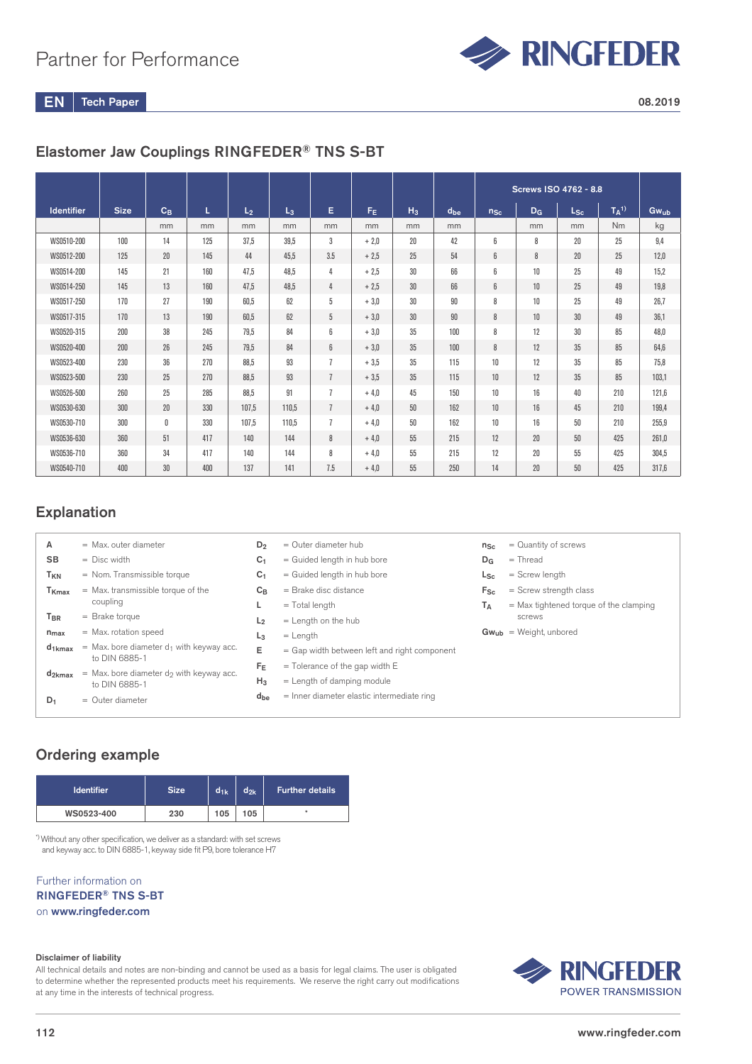Partner for Performance

EN Tech Paper

08.2019

## Elastomer Jaw Couplings RINGFEDER® TNS S-BT

| Identifier | Size | $C_B$ | L | $L_2$ | $L_3$ | E | $F_E$ | $H_3$ | $d_{be}$ | Screws ISO 4762 - 8.8 | | | | |
|---|---|---|---|---|---|---|---|---|---|---|---|---|---|---|
| | | | | | | | | | | $n_{Sc}$ | $D_G$ | $L_{Sc}$ | $T_A$ [1)] | $Gw_{ub}$ |
| | | mm | mm | mm | mm | mm | mm | mm | mm | | mm | mm | Nm | kg |
| WS0510-200 | 100 | 14 | 125 | 37,5 | 39,5 | 3 | + 2,0 | 20 | 42 | 6 | 8 | 20 | 25 | 9,4 |
| WS0512-200 | 125 | 20 | 145 | 44 | 45,5 | 3.5 | + 2,5 | 25 | 54 | 6 | 8 | 20 | 25 | 12,0 |
| WS0514-200 | 145 | 21 | 160 | 47,5 | 48,5 | 4 | + 2,5 | 30 | 66 | 6 | 10 | 25 | 49 | 15,2 |
| WS0514-250 | 145 | 13 | 160 | 47,5 | 48,5 | 4 | + 2,5 | 30 | 66 | 6 | 10 | 25 | 49 | 19,8 |
| WS0517-250 | 170 | 27 | 190 | 60,5 | 62 | 5 | + 3,0 | 30 | 90 | 8 | 10 | 25 | 49 | 26,7 |
| WS0517-315 | 170 | 13 | 190 | 60,5 | 62 | 5 | + 3,0 | 30 | 90 | 8 | 10 | 30 | 49 | 36,1 |
| WS0520-315 | 200 | 38 | 245 | 79,5 | 84 | 6 | + 3,0 | 35 | 100 | 8 | 12 | 30 | 85 | 48,0 |
| WS0520-400 | 200 | 26 | 245 | 79,5 | 84 | 6 | + 3,0 | 35 | 100 | 8 | 12 | 35 | 85 | 64,6 |
| WS0523-400 | 230 | 36 | 270 | 88,5 | 93 | 7 | + 3,5 | 35 | 115 | 10 | 12 | 35 | 85 | 75,8 |
| WS0523-500 | 230 | 25 | 270 | 88,5 | 93 | 7 | + 3,5 | 35 | 115 | 10 | 12 | 35 | 85 | 103,1 |
| WS0526-500 | 260 | 25 | 285 | 88,5 | 91 | 7 | + 4,0 | 45 | 150 | 10 | 16 | 40 | 210 | 121,6 |
| WS0530-630 | 300 | 20 | 330 | 107,5 | 110,5 | 7 | + 4,0 | 50 | 162 | 10 | 16 | 45 | 210 | 199,4 |
| WS0530-710 | 300 | 0 | 330 | 107,5 | 110,5 | 7 | + 4,0 | 50 | 162 | 10 | 16 | 50 | 210 | 255,9 |
| WS0536-630 | 360 | 51 | 417 | 140 | 144 | 8 | + 4,0 | 55 | 215 | 12 | 20 | 50 | 425 | 261,0 |
| WS0536-710 | 360 | 34 | 417 | 140 | 144 | 8 | + 4,0 | 55 | 215 | 12 | 20 | 55 | 425 | 304,5 |
| WS0540-710 | 400 | 30 | 400 | 137 | 141 | 7.5 | + 4,0 | 55 | 250 | 14 | 20 | 50 | 425 | 317,6 |

## Explanation

- **A** = Max. outer diameter
- **SB** = Disc width
- **$T_{KN}$** = Nom. Transmissible torque
- **$T_{Kmax}$** = Max. transmissible torque of the coupling
- **$T_{BR}$** = Brake torque
- **$n_{max}$** = Max. rotation speed
- **$d_{1kmax}$** = Max. bore diameter $d_1$ with keyway acc. to DIN 6885-1
- **$d_{2kmax}$** = Max. bore diameter $d_2$ with keyway acc. to DIN 6885-1
- **$D_1$** = Outer diameter
- **$D_2$** = Outer diameter hub
- **$C_1$** = Guided length in hub bore
- **$C_1$** = Guided length in hub bore
- **$C_B$** = Brake disc distance
- **L** = Total length
- **$L_2$** = Length on the hub
- **$L_3$** = Length
- **E** = Gap width between left and right component
- **$F_E$** = Tolerance of the gap width E
- **$H_3$** = Length of damping module
- **$d_{be}$** = Inner diameter elastic intermediate ring
- **$n_{Sc}$** = Quantity of screws
- **$D_G$** = Thread
- **$L_{Sc}$** = Screw length
- **$F_{Sc}$** = Screw strength class
- **$T_A$** = Max tightened torque of the clamping screws
- **$Gw_{ub}$** = Weight, unbored

## Ordering example

| Identifier | Size | $d_{1k}$ | $d_{2k}$ | Further details |
|---|---|---|---|---|
| WS0523-400 | 230 | 105 | 105 | * |

*) Without any other specification, we deliver as a standard: with set screws and keyway acc. to DIN 6885-1, keyway side fit P9, bore tolerance H7

Further information on
**RINGFEDER® TNS S-BT**
on **www.ringfeder.com**

**Disclaimer of liability**
All technical details and notes are non-binding and cannot be used as a basis for legal claims. The user is obligated to determine whether the represented products meet his requirements. We reserve the right carry out modifications at any time in the interests of technical progress.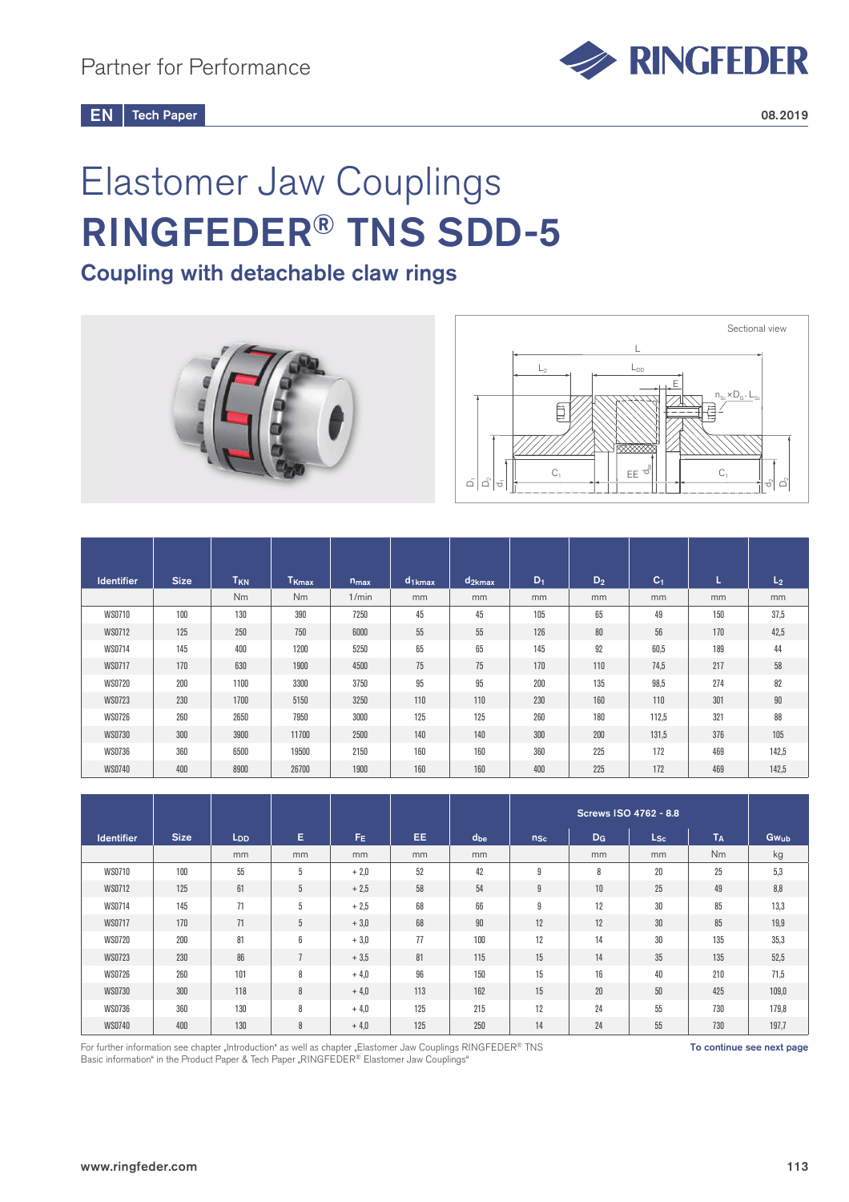Partner for Performance

EN | Tech Paper

08.2019

# Elastomer Jaw Couplings

# RINGFEDER® TNS SDD-5

## Coupling with detachable claw rings

Sectional view

| Identifier | Size | $T_{KN}$ | $T_{Kmax}$ | $n_{max}$ | $d_{1kmax}$ | $d_{2kmax}$ | $D_1$ | $D_2$ | $C_1$ | L | $L_2$ |
|---|---|---|---|---|---|---|---|---|---|---|---|
| | | Nm | Nm | 1/min | mm | mm | mm | mm | mm | mm | mm |
| WS0710 | 100 | 130 | 390 | 7250 | 45 | 45 | 105 | 65 | 49 | 150 | 37,5 |
| WS0712 | 125 | 250 | 750 | 6000 | 55 | 55 | 126 | 80 | 56 | 170 | 42,5 |
| WS0714 | 145 | 400 | 1200 | 5250 | 65 | 65 | 145 | 92 | 60,5 | 189 | 44 |
| WS0717 | 170 | 630 | 1900 | 4500 | 75 | 75 | 170 | 110 | 74,5 | 217 | 58 |
| WS0720 | 200 | 1100 | 3300 | 3750 | 95 | 95 | 200 | 135 | 98,5 | 274 | 82 |
| WS0723 | 230 | 1700 | 5150 | 3250 | 110 | 110 | 230 | 160 | 110 | 301 | 90 |
| WS0726 | 260 | 2650 | 7950 | 3000 | 125 | 125 | 260 | 180 | 112,5 | 321 | 88 |
| WS0730 | 300 | 3900 | 11700 | 2500 | 140 | 140 | 300 | 200 | 131,5 | 376 | 105 |
| WS0736 | 360 | 6500 | 19500 | 2150 | 160 | 160 | 360 | 225 | 172 | 469 | 142,5 |
| WS0740 | 400 | 8900 | 26700 | 1900 | 160 | 160 | 400 | 225 | 172 | 469 | 142,5 |

| Identifier | Size | $L_{DD}$ | E | $F_E$ | EE | $d_{be}$ | Screws ISO 4762 - 8.8 | | | | $G_{Wub}$ |
|---|---|---|---|---|---|---|---|---|---|---|---|
| | | | | | | | $n_{Sc}$ | $D_G$ | $L_{Sc}$ | $T_A$ | |
| | | mm | mm | mm | mm | mm | | mm | mm | Nm | kg |
| WS0710 | 100 | 55 | 5 | + 2,0 | 52 | 42 | 9 | 8 | 20 | 25 | 5,3 |
| WS0712 | 125 | 61 | 5 | + 2,5 | 58 | 54 | 9 | 10 | 25 | 49 | 8,8 |
| WS0714 | 145 | 71 | 5 | + 2,5 | 68 | 66 | 9 | 12 | 30 | 85 | 13,3 |
| WS0717 | 170 | 71 | 5 | + 3,0 | 68 | 90 | 12 | 12 | 30 | 85 | 19,9 |
| WS0720 | 200 | 81 | 6 | + 3,0 | 77 | 100 | 12 | 14 | 30 | 135 | 35,3 |
| WS0723 | 230 | 86 | 7 | + 3,5 | 81 | 115 | 15 | 14 | 35 | 135 | 52,5 |
| WS0726 | 260 | 101 | 8 | + 4,0 | 96 | 150 | 15 | 16 | 40 | 210 | 71,5 |
| WS0730 | 300 | 118 | 8 | + 4,0 | 113 | 162 | 15 | 20 | 50 | 425 | 109,0 |
| WS0736 | 360 | 130 | 8 | + 4,0 | 125 | 215 | 12 | 24 | 55 | 730 | 179,8 |
| WS0740 | 400 | 130 | 8 | + 4,0 | 125 | 250 | 14 | 24 | 55 | 730 | 197,7 |

For further information see chapter „Introduction“ as well as chapter „Elastomer Jaw Couplings RINGFEDER® TNS Basic information“ in the Product Paper & Tech Paper „RINGFEDER® Elastomer Jaw Couplings“

To continue see next page

www.ringfeder.com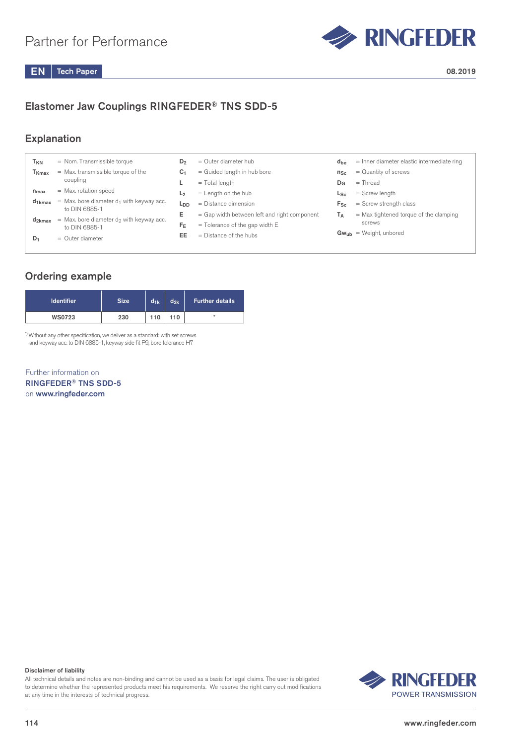# Elastomer Jaw Couplings RINGFEDER® TNS SDD-5

## Explanation

- $T_{KN}$ = Nom. Transmissible torque
- $T_{Kmax}$ = Max. transmissible torque of the coupling
- $n_{max}$ = Max. rotation speed
- $d_{1kmax}$ = Max. bore diameter $d_1$ with keyway acc. to DIN 6885-1
- $d_{2kmax}$ = Max. bore diameter $d_2$ with keyway acc. to DIN 6885-1
- $D_1$ = Outer diameter
- $D_2$ = Outer diameter hub
- $C_1$ = Guided length in hub bore
- $L$ = Total length
- $L_2$ = Length on the hub
- $L_{DD}$ = Distance dimension
- $E$ = Gap width between left and right component
- $F_E$ = Tolerance of the gap width E
- EE = Distance of the hubs
- $d_{be}$ = Inner diameter elastic intermediate ring
- $n_{Sc}$ = Quantity of screws
- $D_G$ = Thread
- $L_{Sc}$ = Screw length
- $F_{Sc}$ = Screw strength class
- $T_A$ = Max tightened torque of the clamping screws
- $Gw_{ub}$ = Weight, unbored

## Ordering example

| Identifier | Size | $d_{1k}$ | $d_{2k}$ | Further details |
|---|---|---|---|---|
| WS0723 | 230 | 110 | 110 | * |

*) Without any other specification, we deliver as a standard: with set screws and keyway acc. to DIN 6885-1, keyway side fit P9, bore tolerance H7

Further information on
**RINGFEDER® TNS SDD-5**
on **www.ringfeder.com**

**Disclaimer of liability**
All technical details and notes are non-binding and cannot be used as a basis for legal claims. The user is obligated to determine whether the represented products meet his requirements. We reserve the right carry out modifications at any time in the interests of technical progress.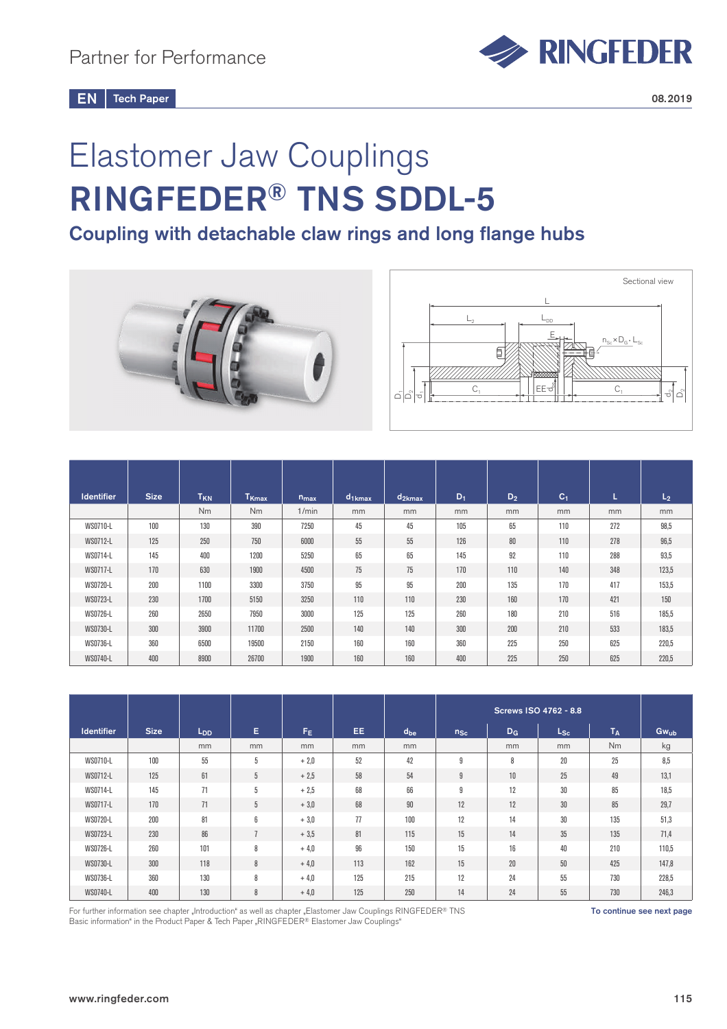Partner for Performance

EN Tech Paper

08.2019

# Elastomer Jaw Couplings

# RINGFEDER® TNS SDDL-5

## Coupling with detachable claw rings and long flange hubs

Sectional view

| Identifier | Size | $T_{KN}$ | $T_{Kmax}$ | $n_{max}$ | $d_{1kmax}$ | $d_{2kmax}$ | $D_1$ | $D_2$ | $C_1$ | L | $L_2$ |
|---|---|---|---|---|---|---|---|---|---|---|---|
| | | Nm | Nm | 1/min | mm | mm | mm | mm | mm | mm | mm |
| WS0710-L | 100 | 130 | 390 | 7250 | 45 | 45 | 105 | 65 | 110 | 272 | 98,5 |
| WS0712-L | 125 | 250 | 750 | 6000 | 55 | 55 | 126 | 80 | 110 | 278 | 96,5 |
| WS0714-L | 145 | 400 | 1200 | 5250 | 65 | 65 | 145 | 92 | 110 | 288 | 93,5 |
| WS0717-L | 170 | 630 | 1900 | 4500 | 75 | 75 | 170 | 110 | 140 | 348 | 123,5 |
| WS0720-L | 200 | 1100 | 3300 | 3750 | 95 | 95 | 200 | 135 | 170 | 417 | 153,5 |
| WS0723-L | 230 | 1700 | 5150 | 3250 | 110 | 110 | 230 | 160 | 170 | 421 | 150 |
| WS0726-L | 260 | 2650 | 7950 | 3000 | 125 | 125 | 260 | 180 | 210 | 516 | 185,5 |
| WS0730-L | 300 | 3900 | 11700 | 2500 | 140 | 140 | 300 | 200 | 210 | 533 | 183,5 |
| WS0736-L | 360 | 6500 | 19500 | 2150 | 160 | 160 | 360 | 225 | 250 | 625 | 220,5 |
| WS0740-L | 400 | 8900 | 26700 | 1900 | 160 | 160 | 400 | 225 | 250 | 625 | 220,5 |

| Identifier | Size | $L_{DD}$ | E | $F_E$ | EE | $d_{be}$ | Screws ISO 4762 - 8.8 | | | | $Gw_{ub}$ |
|---|---|---|---|---|---|---|---|---|---|---|---|
| | | | | | | | $n_{Sc}$ | $D_G$ | $L_{Sc}$ | $T_A$ | |
| | | mm | mm | mm | mm | mm | | mm | mm | Nm | kg |
| WS0710-L | 100 | 55 | 5 | + 2,0 | 52 | 42 | 9 | 8 | 20 | 25 | 8,5 |
| WS0712-L | 125 | 61 | 5 | + 2,5 | 58 | 54 | 9 | 10 | 25 | 49 | 13,1 |
| WS0714-L | 145 | 71 | 5 | + 2,5 | 68 | 66 | 9 | 12 | 30 | 85 | 18,5 |
| WS0717-L | 170 | 71 | 5 | + 3,0 | 68 | 90 | 12 | 12 | 30 | 85 | 29,7 |
| WS0720-L | 200 | 81 | 6 | + 3,0 | 77 | 100 | 12 | 14 | 30 | 135 | 51,3 |
| WS0723-L | 230 | 86 | 7 | + 3,5 | 81 | 115 | 15 | 14 | 35 | 135 | 71,4 |
| WS0726-L | 260 | 101 | 8 | + 4,0 | 96 | 150 | 15 | 16 | 40 | 210 | 110,5 |
| WS0730-L | 300 | 118 | 8 | + 4,0 | 113 | 162 | 15 | 20 | 50 | 425 | 147,8 |
| WS0736-L | 360 | 130 | 8 | + 4,0 | 125 | 215 | 12 | 24 | 55 | 730 | 228,5 |
| WS0740-L | 400 | 130 | 8 | + 4,0 | 125 | 250 | 14 | 24 | 55 | 730 | 246,3 |

For further information see chapter „Introduction" as well as chapter „Elastomer Jaw Couplings RINGFEDER® TNS Basic information" in the Product Paper & Tech Paper „RINGFEDER® Elastomer Jaw Couplings"

**To continue see next page**

www.ringfeder.com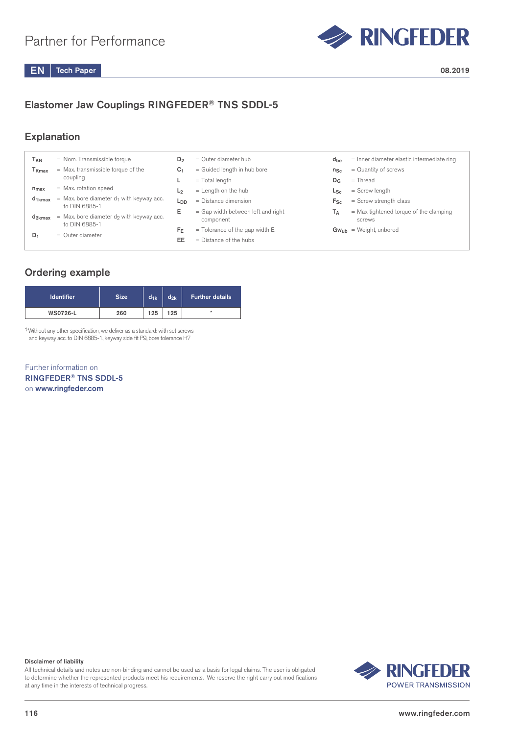Partner for Performance

EN | Tech Paper

08.2019

## Elastomer Jaw Couplings RINGFEDER® TNS SDDL-5

### Explanation

$T_{KN}$ = Nom. Transmissible torque

$T_{Kmax}$ = Max. transmissible torque of the coupling

$n_{max}$ = Max. rotation speed

$d_{1kmax}$ = Max. bore diameter $d_1$ with keyway acc. to DIN 6885-1

$d_{2kmax}$ = Max. bore diameter $d_2$ with keyway acc. to DIN 6885-1

$D_1$ = Outer diameter

$D_2$ = Outer diameter hub

$C_1$ = Guided length in hub bore

$L$ = Total length

$L_2$ = Length on the hub

$L_{DD}$ = Distance dimension

$E$ = Gap width between left and right component

$F_E$ = Tolerance of the gap width E

EE = Distance of the hubs

$d_{be}$ = Inner diameter elastic intermediate ring

$n_{Sc}$ = Quantity of screws

$D_G$ = Thread

$L_{Sc}$ = Screw length

$F_{Sc}$ = Screw strength class

$T_A$ = Max tightened torque of the clamping screws

$Gw_{ub}$ = Weight, unbored

### Ordering example

| Identifier | Size | $d_{1k}$ | $d_{2k}$ | Further details |
|---|---|---|---|---|
| WS0726-L | 260 | 125 | 125 | * |

*) Without any other specification, we deliver as a standard: with set screws and keyway acc. to DIN 6885-1, keyway side fit P9, bore tolerance H7

Further information on
**RINGFEDER® TNS SDDL-5**
on **www.ringfeder.com**

**Disclaimer of liability**
All technical details and notes are non-binding and cannot be used as a basis for legal claims. The user is obligated to determine whether the represented products meet his requirements. We reserve the right carry out modifications at any time in the interests of technical progress.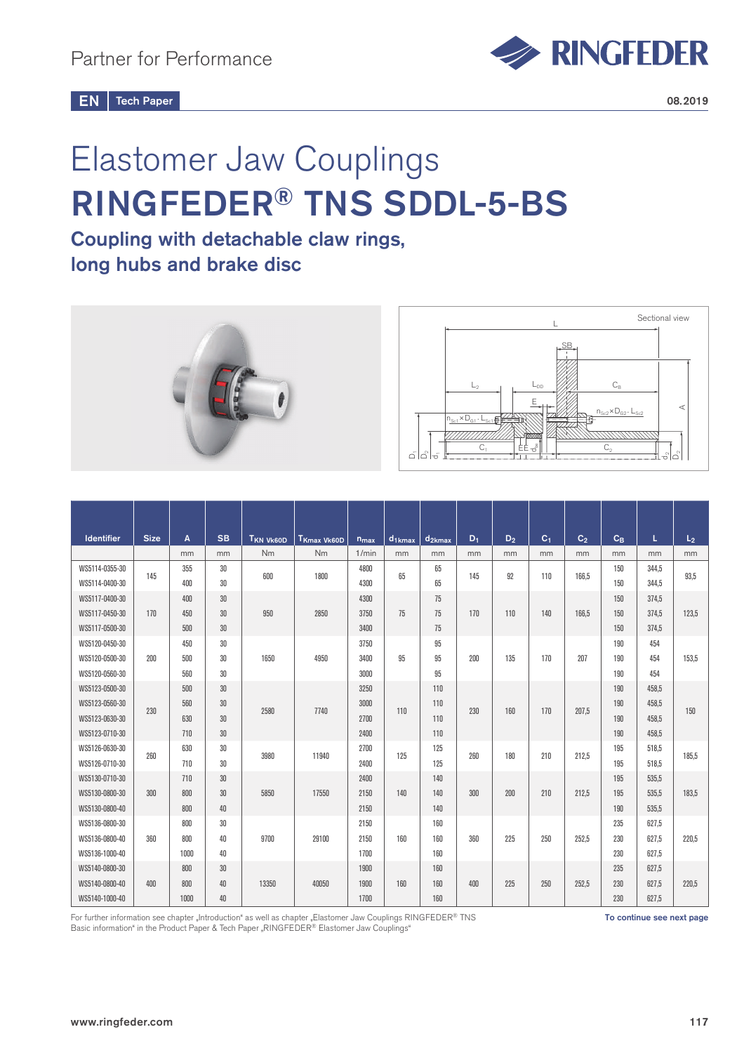Partner for Performance

EN | Tech Paper

08.2019

# Elastomer Jaw Couplings

# RINGFEDER® TNS SDDL-5-BS

## Coupling with detachable claw rings, long hubs and brake disc

Sectional view

| Identifier | Size | A | SB | $T_{KN\ Vk60D}$ | $T_{Kmax\ Vk60D}$ | $n_{max}$ | $d_{1kmax}$ | $d_{2kmax}$ | $D_1$ | $D_2$ | $C_1$ | $C_2$ | $C_B$ | L | $L_2$ |
|---|---|---|---|---|---|---|---|---|---|---|---|---|---|---|---|
| | | mm | mm | Nm | Nm | 1/min | mm | mm | mm | mm | mm | mm | mm | mm | mm |
| WS5114-0355-30 | 145 | 355 | 30 | 600 | 1800 | 4800 | 65 | 65 | 145 | 92 | 110 | 166,5 | 150 | 344,5 | 93,5 |
| WS5114-0400-30 | | 400 | 30 | | | 4300 | | 65 | | | | | 150 | 344,5 | |
| WS5117-0400-30 | 170 | 400 | 30 | 950 | 2850 | 4300 | 75 | 75 | 170 | 110 | 140 | 166,5 | 150 | 374,5 | 123,5 |
| WS5117-0450-30 | | 450 | 30 | | | 3750 | | 75 | | | | | 150 | 374,5 | |
| WS5117-0500-30 | | 500 | 30 | | | 3400 | | 75 | | | | | 150 | 374,5 | |
| WS5120-0450-30 | 200 | 450 | 30 | 1650 | 4950 | 3750 | 95 | 95 | 200 | 135 | 170 | 207 | 190 | 454 | 153,5 |
| WS5120-0500-30 | | 500 | 30 | | | 3400 | | 95 | | | | | 190 | 454 | |
| WS5120-0560-30 | | 560 | 30 | | | 3000 | | 95 | | | | | 190 | 454 | |
| WS5123-0500-30 | 230 | 500 | 30 | 2580 | 7740 | 3250 | 110 | 110 | 230 | 160 | 170 | 207,5 | 190 | 458,5 | 150 |
| WS5123-0560-30 | | 560 | 30 | | | 3000 | | 110 | | | | | 190 | 458,5 | |
| WS5123-0630-30 | | 630 | 30 | | | 2700 | | 110 | | | | | 190 | 458,5 | |
| WS5123-0710-30 | | 710 | 30 | | | 2400 | | 110 | | | | | 190 | 458,5 | |
| WS5126-0630-30 | 260 | 630 | 30 | 3980 | 11940 | 2700 | 125 | 125 | 260 | 180 | 210 | 212,5 | 195 | 518,5 | 185,5 |
| WS5126-0710-30 | | 710 | 30 | | | 2400 | | 125 | | | | | 195 | 518,5 | |
| WS5130-0710-30 | 300 | 710 | 30 | 5850 | 17550 | 2400 | 140 | 140 | 300 | 200 | 210 | 212,5 | 195 | 535,5 | 183,5 |
| WS5130-0800-30 | | 800 | 30 | | | 2150 | | 140 | | | | | 195 | 535,5 | |
| WS5130-0800-40 | | 800 | 40 | | | 2150 | | 140 | | | | | 190 | 535,5 | |
| WS5136-0800-30 | 360 | 800 | 30 | 9700 | 29100 | 2150 | 160 | 160 | 360 | 225 | 250 | 252,5 | 235 | 627,5 | 220,5 |
| WS5136-0800-40 | | 800 | 40 | | | 2150 | | 160 | | | | | 230 | 627,5 | |
| WS5136-1000-40 | | 1000 | 40 | | | 1700 | | 160 | | | | | 230 | 627,5 | |
| WS5140-0800-30 | 400 | 800 | 30 | 13350 | 40050 | 1900 | 160 | 160 | 400 | 225 | 250 | 252,5 | 235 | 627,5 | 220,5 |
| WS5140-0800-40 | | 800 | 40 | | | 1900 | | 160 | | | | | 230 | 627,5 | |
| WS5140-1000-40 | | 1000 | 40 | | | 1700 | | 160 | | | | | 230 | 627,5 | |

For further information see chapter „Introduction" as well as chapter „Elastomer Jaw Couplings RINGFEDER® TNS Basic information" in the Product Paper & Tech Paper „RINGFEDER® Elastomer Jaw Couplings"

**To continue see next page**

www.ringfeder.com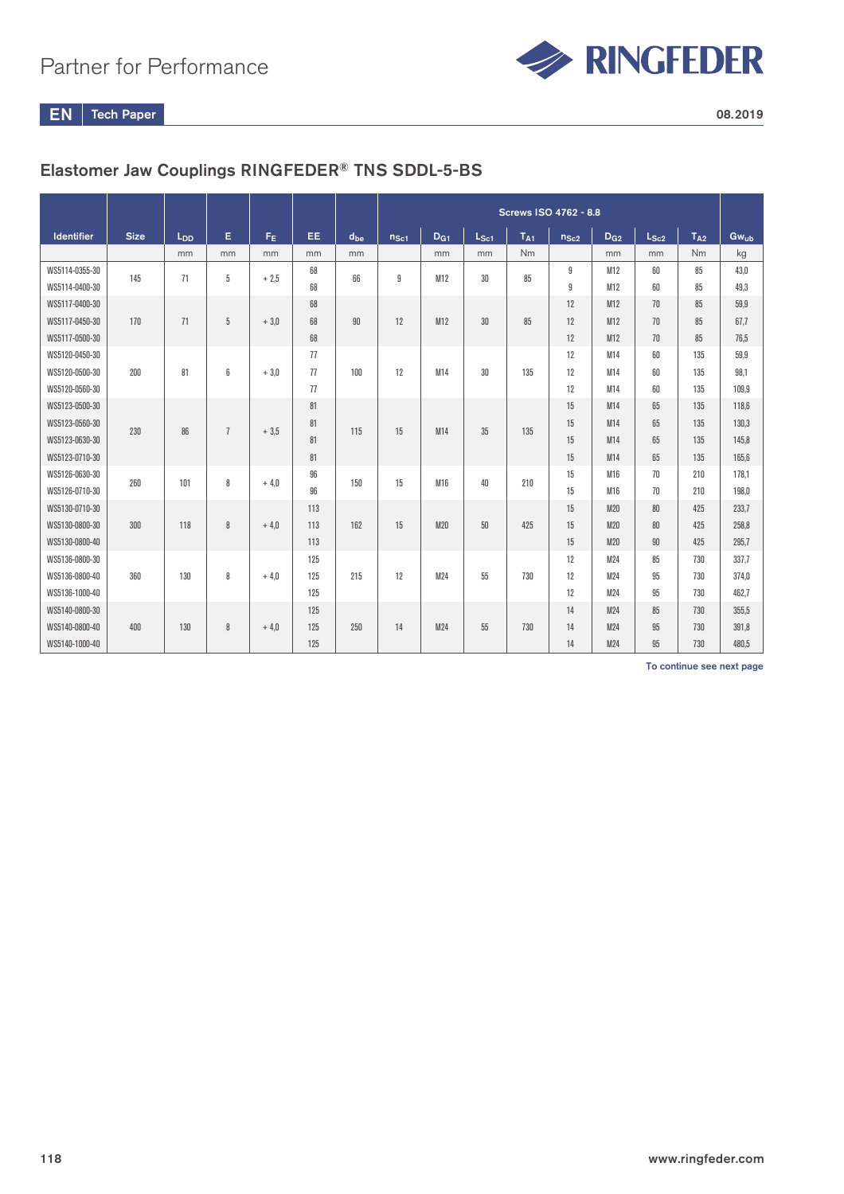## Elastomer Jaw Couplings RINGFEDER® TNS SDDL-5-BS

| Identifier | Size | $L_{DD}$ | E | $F_E$ | EE | $d_{be}$ | Screws ISO 4762 - 8.8 | | | | | | | | $Gw_{ub}$ |
|---|---|---|---|---|---|---|---|---|---|---|---|---|---|---|---|
| | | | | | | | $n_{Sc1}$ | $D_{G1}$ | $L_{Sc1}$ | $T_{A1}$ | $n_{Sc2}$ | $D_{G2}$ | $L_{Sc2}$ | $T_{A2}$ | |
| | | mm | mm | mm | mm | mm | | mm | mm | Nm | | mm | mm | Nm | kg |
| WS5114-0355-30 | 145 | 71 | 5 | + 2,5 | 68 | 66 | 9 | M12 | 30 | 85 | 9 | M12 | 60 | 85 | 43,0 |
| WS5114-0400-30 | | | | | 68 | | | | | | 9 | M12 | 60 | 85 | 49,3 |
| WS5117-0400-30 | 170 | 71 | 5 | + 3,0 | 68 | 90 | 12 | M12 | 30 | 85 | 12 | M12 | 70 | 85 | 59,9 |
| WS5117-0450-30 | | | | | 68 | | | | | | 12 | M12 | 70 | 85 | 67,7 |
| WS5117-0500-30 | | | | | 68 | | | | | | 12 | M12 | 70 | 85 | 76,5 |
| WS5120-0450-30 | 200 | 81 | 6 | + 3,0 | 77 | 100 | 12 | M14 | 30 | 135 | 12 | M14 | 60 | 135 | 59,9 |
| WS5120-0500-30 | | | | | 77 | | | | | | 12 | M14 | 60 | 135 | 98,1 |
| WS5120-0560-30 | | | | | 77 | | | | | | 12 | M14 | 60 | 135 | 109,9 |
| WS5123-0500-30 | 230 | 86 | 7 | + 3,5 | 81 | 115 | 15 | M14 | 35 | 135 | 15 | M14 | 65 | 135 | 118,6 |
| WS5123-0560-30 | | | | | 81 | | | | | | 15 | M14 | 65 | 135 | 130,3 |
| WS5123-0630-30 | | | | | 81 | | | | | | 15 | M14 | 65 | 135 | 145,8 |
| WS5123-0710-30 | | | | | 81 | | | | | | 15 | M14 | 65 | 135 | 165,6 |
| WS5126-0630-30 | 260 | 101 | 8 | + 4,0 | 96 | 150 | 15 | M16 | 40 | 210 | 15 | M16 | 70 | 210 | 178,1 |
| WS5126-0710-30 | | | | | 96 | | | | | | 15 | M16 | 70 | 210 | 198,0 |
| WS5130-0710-30 | 300 | 118 | 8 | + 4,0 | 113 | 162 | 15 | M20 | 50 | 425 | 15 | M20 | 80 | 425 | 233,7 |
| WS5130-0800-30 | | | | | 113 | | | | | | 15 | M20 | 80 | 425 | 258,8 |
| WS5130-0800-40 | | | | | 113 | | | | | | 15 | M20 | 90 | 425 | 295,7 |
| WS5136-0800-30 | 360 | 130 | 8 | + 4,0 | 125 | 215 | 12 | M24 | 55 | 730 | 12 | M24 | 85 | 730 | 337,7 |
| WS5136-0800-40 | | | | | 125 | | | | | | 12 | M24 | 95 | 730 | 374,0 |
| WS5136-1000-40 | | | | | 125 | | | | | | 12 | M24 | 95 | 730 | 462,7 |
| WS5140-0800-30 | 400 | 130 | 8 | + 4,0 | 125 | 250 | 14 | M24 | 55 | 730 | 14 | M24 | 85 | 730 | 355,5 |
| WS5140-0800-40 | | | | | 125 | | | | | | 14 | M24 | 95 | 730 | 391,8 |
| WS5140-1000-40 | | | | | 125 | | | | | | 14 | M24 | 95 | 730 | 480,5 |

To continue see next page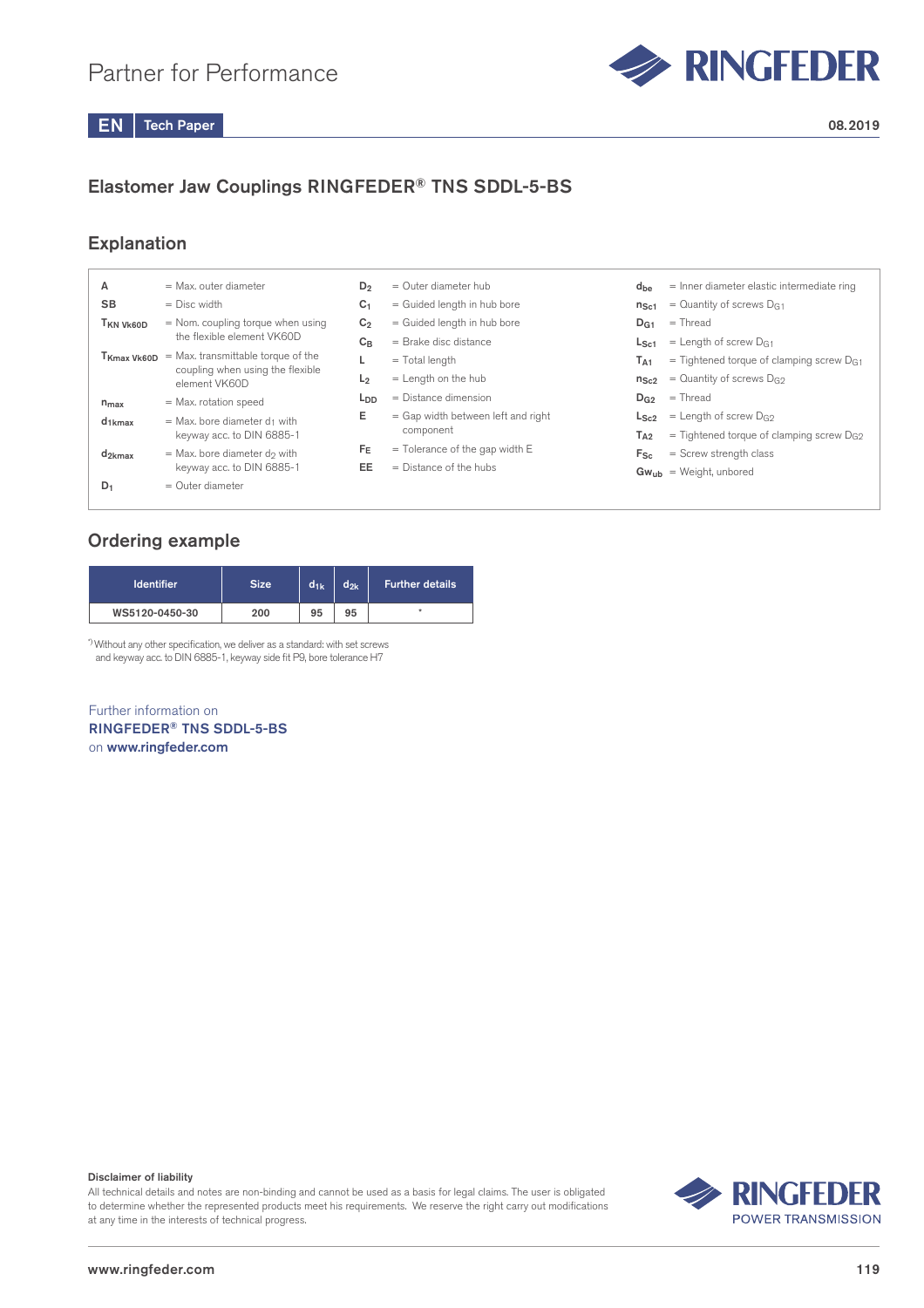Partner for Performance

**EN** Tech Paper

08.2019

## Elastomer Jaw Couplings RINGFEDER® TNS SDDL-5-BS

## Explanation

- **A** = Max. outer diameter
- **SB** = Disc width
- $T_{KN\ Vk60D}$ = Nom. coupling torque when using the flexible element VK60D
- $T_{Kmax\ Vk60D}$ = Max. transmittable torque of the coupling when using the flexible element VK60D
- $n_{max}$ = Max. rotation speed
- $d_{1kmax}$ = Max. bore diameter $d_1$ with keyway acc. to DIN 6885-1
- $d_{2kmax}$ = Max. bore diameter $d_2$ with keyway acc. to DIN 6885-1
- $D_1$ = Outer diameter
- $D_2$ = Outer diameter hub
- $C_1$ = Guided length in hub bore
- $C_2$ = Guided length in hub bore
- $C_B$ = Brake disc distance
- **L** = Total length
- $L_2$ = Length on the hub
- $L_{DD}$ = Distance dimension
- **E** = Gap width between left and right component
- $F_E$ = Tolerance of the gap width E
- **EE** = Distance of the hubs
- $d_{be}$ = Inner diameter elastic intermediate ring
- $n_{Sc1}$ = Quantity of screws $D_{G1}$
- $D_{G1}$ = Thread
- $L_{Sc1}$ = Length of screw $D_{G1}$
- $T_{A1}$ = Tightened torque of clamping screw $D_{G1}$
- $n_{Sc2}$ = Quantity of screws $D_{G2}$
- $D_{G2}$ = Thread
- $L_{Sc2}$ = Length of screw $D_{G2}$
- $T_{A2}$ = Tightened torque of clamping screw $D_{G2}$
- $F_{Sc}$ = Screw strength class
- $Gw_{ub}$ = Weight, unbored

## Ordering example

| Identifier | Size | $d_{1k}$ | $d_{2k}$ | Further details |
|---|---|---|---|---|
| WS5120-0450-30 | 200 | 95 | 95 | * |

*) Without any other specification, we deliver as a standard: with set screws and keyway acc. to DIN 6885-1, keyway side fit P9, bore tolerance H7

Further information on
**RINGFEDER® TNS SDDL-5-BS**
on **www.ringfeder.com**

**Disclaimer of liability**
All technical details and notes are non-binding and cannot be used as a basis for legal claims. The user is obligated to determine whether the represented products meet his requirements. We reserve the right carry out modifications at any time in the interests of technical progress.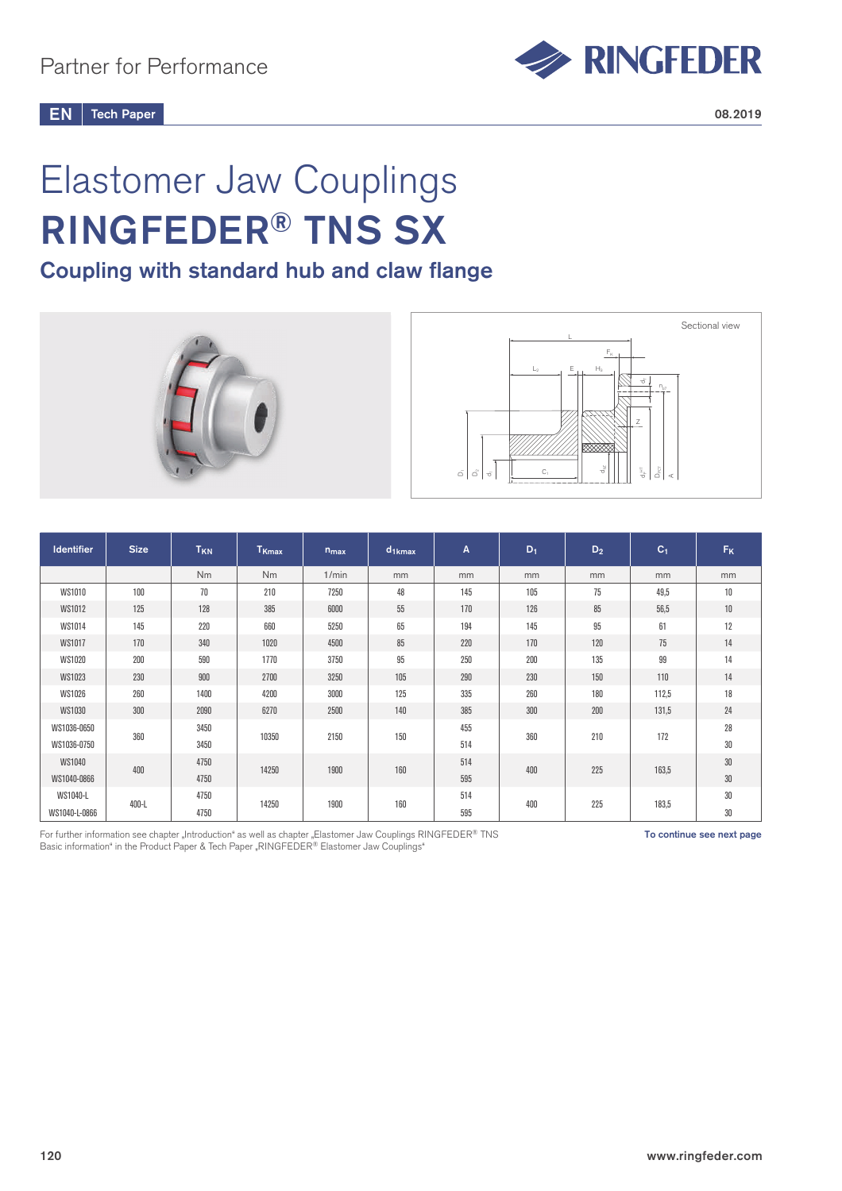Partner for Performance

**EN** | **Tech Paper**

08.2019

# Elastomer Jaw Couplings

# RINGFEDER® TNS SX

## Coupling with standard hub and claw flange

Sectional view

| Identifier | Size | $T_{KN}$ | $T_{Kmax}$ | $n_{max}$ | $d_{1kmax}$ | A | $D_1$ | $D_2$ | $C_1$ | $F_K$ |
|---|---|---|---|---|---|---|---|---|---|---|
| | | Nm | Nm | 1/min | mm | mm | mm | mm | mm | mm |
| WS1010 | 100 | 70 | 210 | 7250 | 48 | 145 | 105 | 75 | 49,5 | 10 |
| WS1012 | 125 | 128 | 385 | 6000 | 55 | 170 | 126 | 85 | 56,5 | 10 |
| WS1014 | 145 | 220 | 660 | 5250 | 65 | 194 | 145 | 95 | 61 | 12 |
| WS1017 | 170 | 340 | 1020 | 4500 | 85 | 220 | 170 | 120 | 75 | 14 |
| WS1020 | 200 | 590 | 1770 | 3750 | 95 | 250 | 200 | 135 | 99 | 14 |
| WS1023 | 230 | 900 | 2700 | 3250 | 105 | 290 | 230 | 150 | 110 | 14 |
| WS1026 | 260 | 1400 | 4200 | 3000 | 125 | 335 | 260 | 180 | 112,5 | 18 |
| WS1030 | 300 | 2090 | 6270 | 2500 | 140 | 385 | 300 | 200 | 131,5 | 24 |
| WS1036-0650 | 360 | 3450 | 10350 | 2150 | 150 | 455 | 360 | 210 | 172 | 28 |
| WS1036-0750 | | 3450 | | | | 514 | | | | 30 |
| WS1040 | 400 | 4750 | 14250 | 1900 | 160 | 514 | 400 | 225 | 163,5 | 30 |
| WS1040-0866 | | 4750 | | | | 595 | | | | 30 |
| WS1040-L | 400-L | 4750 | 14250 | 1900 | 160 | 514 | 400 | 225 | 183,5 | 30 |
| WS1040-L-0866 | | 4750 | | | | 595 | | | | 30 |

For further information see chapter „Introduction" as well as chapter „Elastomer Jaw Couplings RINGFEDER® TNS Basic information" in the Product Paper & Tech Paper „RINGFEDER® Elastomer Jaw Couplings"

**To continue see next page**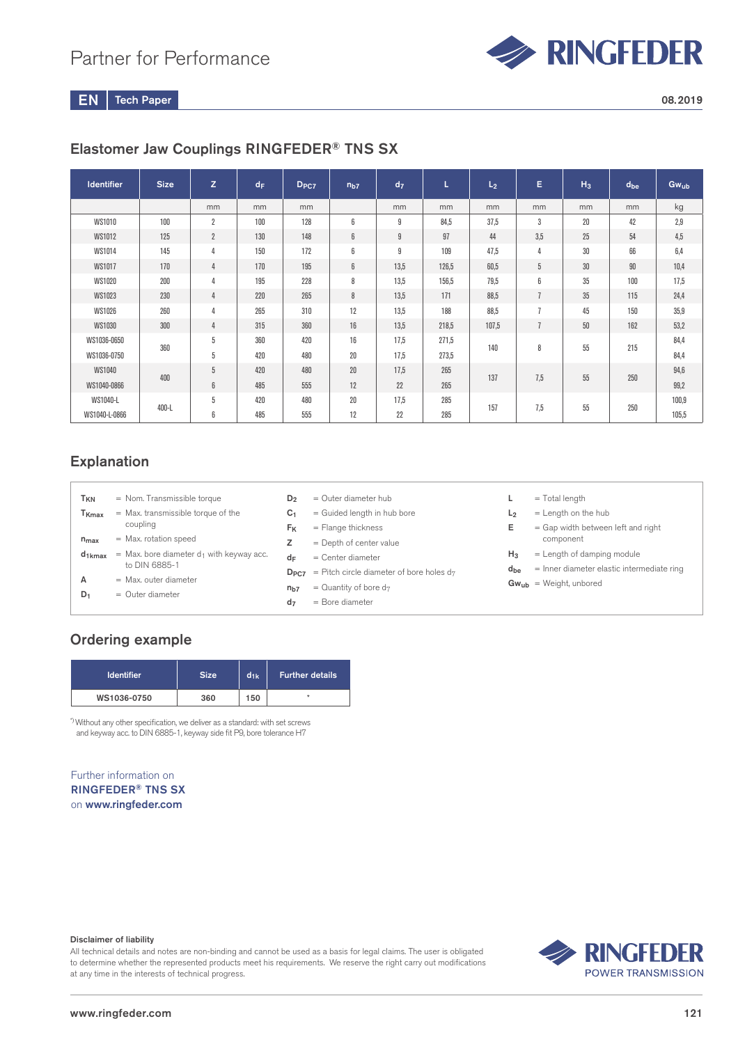Partner for Performance

EN | Tech Paper

08.2019

## Elastomer Jaw Couplings RINGFEDER® TNS SX

| Identifier | Size | Z | $d_F$ | $D_{PC7}$ | $n_{b7}$ | $d_7$ | L | $L_2$ | E | $H_3$ | $d_{be}$ | $Gw_{ub}$ |
|---|---|---|---|---|---|---|---|---|---|---|---|---|
| | | mm | mm | mm | | mm | mm | mm | mm | mm | mm | kg |
| WS1010 | 100 | 2 | 100 | 128 | 6 | 9 | 84,5 | 37,5 | 3 | 20 | 42 | 2,9 |
| WS1012 | 125 | 2 | 130 | 148 | 6 | 9 | 97 | 44 | 3,5 | 25 | 54 | 4,5 |
| WS1014 | 145 | 4 | 150 | 172 | 6 | 9 | 109 | 47,5 | 4 | 30 | 66 | 6,4 |
| WS1017 | 170 | 4 | 170 | 195 | 6 | 13,5 | 126,5 | 60,5 | 5 | 30 | 90 | 10,4 |
| WS1020 | 200 | 4 | 195 | 228 | 8 | 13,5 | 156,5 | 79,5 | 6 | 35 | 100 | 17,5 |
| WS1023 | 230 | 4 | 220 | 265 | 8 | 13,5 | 171 | 88,5 | 7 | 35 | 115 | 24,4 |
| WS1026 | 260 | 4 | 265 | 310 | 12 | 13,5 | 188 | 88,5 | 7 | 45 | 150 | 35,9 |
| WS1030 | 300 | 4 | 315 | 360 | 16 | 13,5 | 218,5 | 107,5 | 7 | 50 | 162 | 53,2 |
| WS1036-0650 | 360 | 5 | 360 | 420 | 16 | 17,5 | 271,5 | 140 | 8 | 55 | 215 | 84,4 |
| WS1036-0750 | | 5 | 420 | 480 | 20 | 17,5 | 273,5 | | | | | 84,4 |
| WS1040 | 400 | 5 | 420 | 480 | 20 | 17,5 | 265 | 137 | 7,5 | 55 | 250 | 94,6 |
| WS1040-0866 | | 6 | 485 | 555 | 12 | 22 | 265 | | | | | 99,2 |
| WS1040-L | 400-L | 5 | 420 | 480 | 20 | 17,5 | 285 | 157 | 7,5 | 55 | 250 | 100,9 |
| WS1040-L-0866 | | 6 | 485 | 555 | 12 | 22 | 285 | | | | | 105,5 |

## Explanation

- $T_{KN}$ = Nom. Transmissible torque
- $T_{Kmax}$ = Max. transmissible torque of the coupling
- $n_{max}$ = Max. rotation speed
- $d_{1kmax}$ = Max. bore diameter $d_1$ with keyway acc. to DIN 6885-1
- A = Max. outer diameter
- $D_1$ = Outer diameter
- $D_2$ = Outer diameter hub
- $C_1$ = Guided length in hub bore
- $F_K$ = Flange thickness
- Z = Depth of center value
- $d_F$ = Center diameter
- $D_{PC7}$ = Pitch circle diameter of bore holes $d_7$
- $n_{b7}$ = Quantity of bore $d_7$
- $d_7$ = Bore diameter
- L = Total length
- $L_2$ = Length on the hub
- E = Gap width between left and right component
- $H_3$ = Length of damping module
- $d_{be}$ = Inner diameter elastic intermediate ring
- $Gw_{ub}$ = Weight, unbored

## Ordering example

| Identifier | Size | $d_{1k}$ | Further details |
|---|---|---|---|
| WS1036-0750 | 360 | 150 | * |

*) Without any other specification, we deliver as a standard: with set screws and keyway acc. to DIN 6885-1, keyway side fit P9, bore tolerance H7

Further information on
**RINGFEDER® TNS SX**
on **www.ringfeder.com**

**Disclaimer of liability**
All technical details and notes are non-binding and cannot be used as a basis for legal claims. The user is obligated to determine whether the represented products meet his requirements. We reserve the right carry out modifications at any time in the interests of technical progress.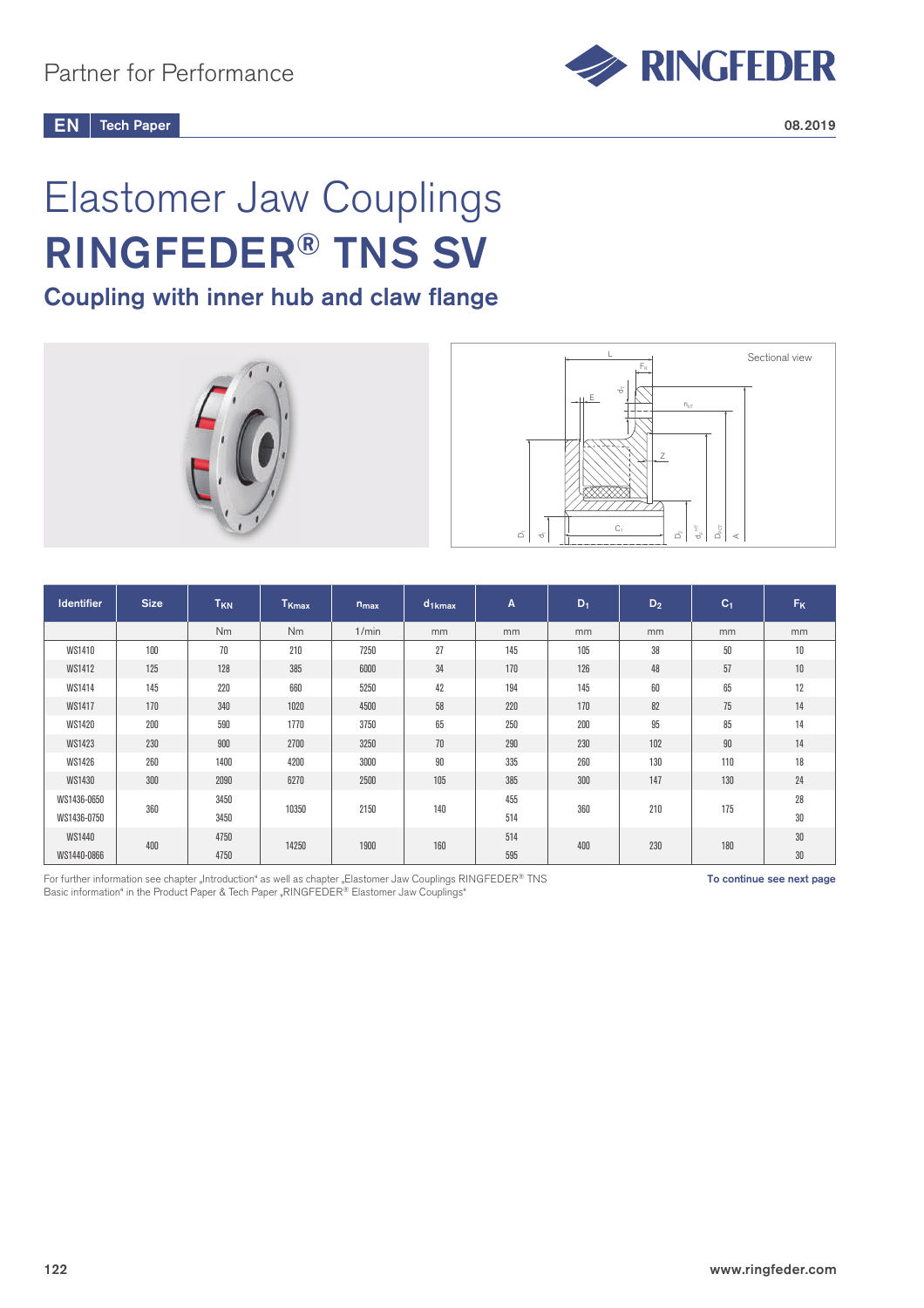Partner for Performance

EN | Tech Paper

08.2019

# Elastomer Jaw Couplings

# RINGFEDER® TNS SV

## Coupling with inner hub and claw flange

| Identifier | Size | $T_{KN}$ | $T_{Kmax}$ | $n_{max}$ | $d_{1kmax}$ | A | $D_1$ | $D_2$ | $C_1$ | $F_K$ |
|---|---|---|---|---|---|---|---|---|---|---|
| | | Nm | Nm | 1/min | mm | mm | mm | mm | mm | mm |
| WS1410 | 100 | 70 | 210 | 7250 | 27 | 145 | 105 | 38 | 50 | 10 |
| WS1412 | 125 | 128 | 385 | 6000 | 34 | 170 | 126 | 48 | 57 | 10 |
| WS1414 | 145 | 220 | 660 | 5250 | 42 | 194 | 145 | 60 | 65 | 12 |
| WS1417 | 170 | 340 | 1020 | 4500 | 58 | 220 | 170 | 82 | 75 | 14 |
| WS1420 | 200 | 590 | 1770 | 3750 | 65 | 250 | 200 | 95 | 85 | 14 |
| WS1423 | 230 | 900 | 2700 | 3250 | 70 | 290 | 230 | 102 | 90 | 14 |
| WS1426 | 260 | 1400 | 4200 | 3000 | 90 | 335 | 260 | 130 | 110 | 18 |
| WS1430 | 300 | 2090 | 6270 | 2500 | 105 | 385 | 300 | 147 | 130 | 24 |
| WS1436-0650 | 360 | 3450 | 10350 | 2150 | 140 | 455 | 360 | 210 | 175 | 28 |
| WS1436-0750 | | 3450 | | | | 514 | | | | 30 |
| WS1440 | 400 | 4750 | 14250 | 1900 | 160 | 514 | 400 | 230 | 180 | 30 |
| WS1440-0866 | | 4750 | | | | 595 | | | | 30 |

For further information see chapter „Introduction“ as well as chapter „Elastomer Jaw Couplings RINGFEDER® TNS Basic information“ in the Product Paper & Tech Paper „RINGFEDER® Elastomer Jaw Couplings“

To continue see next page

www.ringfeder.com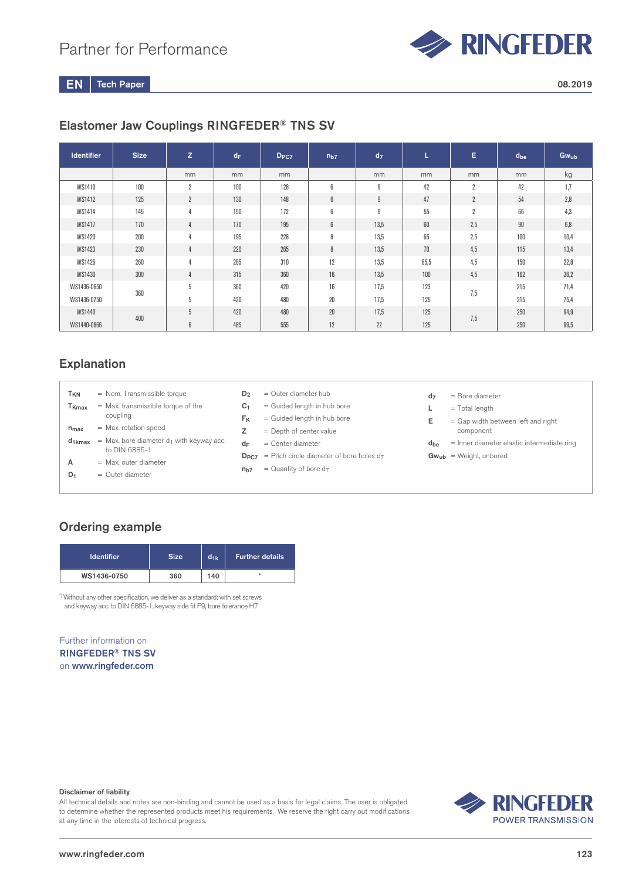## Elastomer Jaw Couplings RINGFEDER® TNS SV

| Identifier | Size | Z | $d_F$ | $D_{PC7}$ | $n_{b7}$ | $d_7$ | L | E | $d_{be}$ | $Gw_{ub}$ |
|---|---|---|---|---|---|---|---|---|---|---|
| | | mm | mm | mm | | mm | mm | mm | mm | kg |
| WS1410 | 100 | 2 | 100 | 128 | 6 | 9 | 42 | 2 | 42 | 1,7 |
| WS1412 | 125 | 2 | 130 | 148 | 6 | 9 | 47 | 2 | 54 | 2,8 |
| WS1414 | 145 | 4 | 150 | 172 | 6 | 9 | 55 | 2 | 66 | 4,3 |
| WS1417 | 170 | 4 | 170 | 195 | 6 | 13,5 | 60 | 2,5 | 90 | 6,8 |
| WS1420 | 200 | 4 | 195 | 228 | 8 | 13,5 | 65 | 2,5 | 100 | 10,4 |
| WS1423 | 230 | 4 | 220 | 265 | 8 | 13,5 | 70 | 4,5 | 115 | 13,4 |
| WS1426 | 260 | 4 | 265 | 310 | 12 | 13,5 | 85,5 | 4,5 | 150 | 22,8 |
| WS1430 | 300 | 4 | 315 | 360 | 16 | 13,5 | 100 | 4,5 | 162 | 36,2 |
| WS1436-0650 | 360 | 5 | 360 | 420 | 16 | 17,5 | 123 | 7,5 | 215 | 71,4 |
| WS1436-0750 | | 5 | 420 | 480 | 20 | 17,5 | 125 | | 215 | 75,4 |
| WS1440 | 400 | 5 | 420 | 480 | 20 | 17,5 | 125 | 7,5 | 250 | 94,9 |
| WS1440-0866 | | 6 | 485 | 555 | 12 | 22 | 125 | | 250 | 99,5 |

## Explanation

$T_{KN}$ = Nom. Transmissible torque
$T_{Kmax}$ = Max. transmissible torque of the coupling
$n_{max}$ = Max. rotation speed
$d_{1kmax}$ = Max. bore diameter $d_1$ with keyway acc. to DIN 6885-1
A = Max. outer diameter
$D_1$ = Outer diameter

$D_2$ = Outer diameter hub
$C_1$ = Guided length in hub bore
$F_K$ = Guided length in hub bore
Z = Depth of center value
$d_F$ = Center diameter
$D_{PC7}$ = Pitch circle diameter of bore holes $d_7$
$n_{b7}$ = Quantity of bore $d_7$

$d_7$ = Bore diameter
L = Total length
E = Gap width between left and right component
$d_{be}$ = Inner diameter elastic intermediate ring
$Gw_{ub}$ = Weight, unbored

## Ordering example

| Identifier | Size | $d_{1k}$ | Further details |
|---|---|---|---|
| WS1436-0750 | 360 | 140 | * |

*) Without any other specification, we deliver as a standard: with set screws and keyway acc. to DIN 6885-1, keyway side fit P9, bore tolerance H7

Further information on
**RINGFEDER® TNS SV**
on **www.ringfeder.com**

**Disclaimer of liability**
All technical details and notes are non-binding and cannot be used as a basis for legal claims. The user is obligated to determine whether the represented products meet his requirements. We reserve the right carry out modifications at any time in the interests of technical progress.